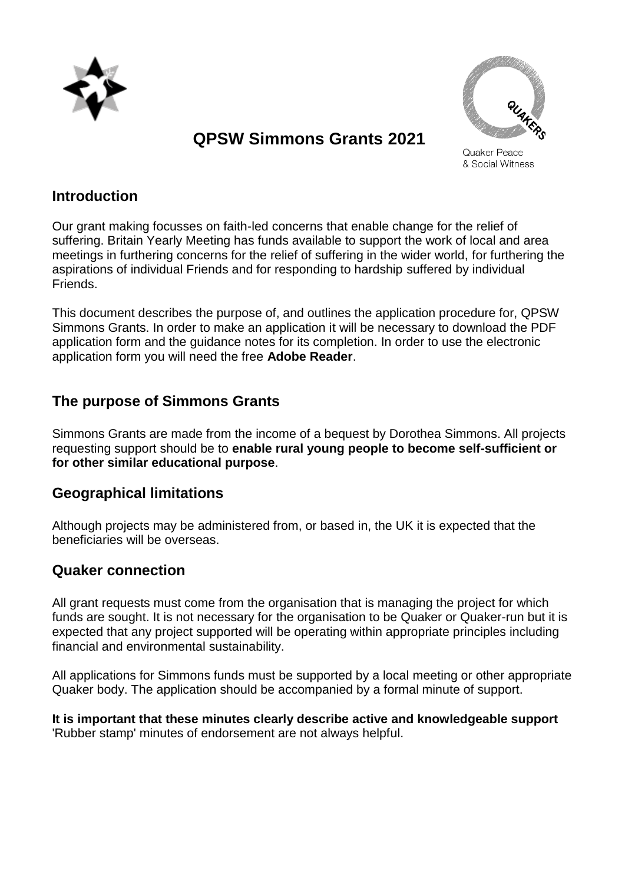# QPSW Simmons Grants 2021

Quaker Peace & Social Witness

## Introduction

Our grant making focusses on faith-led concerns that enable change for the relief of suffering. Britain Yearly Meeting has funds available to support the work of local and area meetings in furthering concerns for the relief of suffering in the wider world, for furthering the aspirations of individual Friends and for responding to hardship suffered by individual Friends.

This document describes the purpose of, and outlines the application procedure for, QPSW Simmons Grants. In order to make an application it will be necessary to download the PDF application form and the guidance notes for its completion. In order to use the electronic application form you will need the free **Adobe Reader**.

## The purpose of Simmons Grants

Simmons Grants are made from the income of a bequest by Dorothea Simmons. All projects requesting support should be to **enable rural young people to become self-sufficient or for other similar educational purpose**.

## Geographical limitations

Although projects may be administered from, or based in, the UK it is expected that the beneficiaries will be overseas.

## Quaker connection

All grant requests must come from the organisation that is managing the project for which funds are sought. It is not necessary for the organisation to be Quaker or Quaker-run but it is expected that any project supported will be operating within appropriate principles including financial and environmental sustainability.

All applications for Simmons funds must be supported by a local meeting or other appropriate Quaker body. The application should be accompanied by a formal minute of support.

**It is important that these minutes clearly describe active and knowledgeable support** 'Rubber stamp' minutes of endorsement are not always helpful.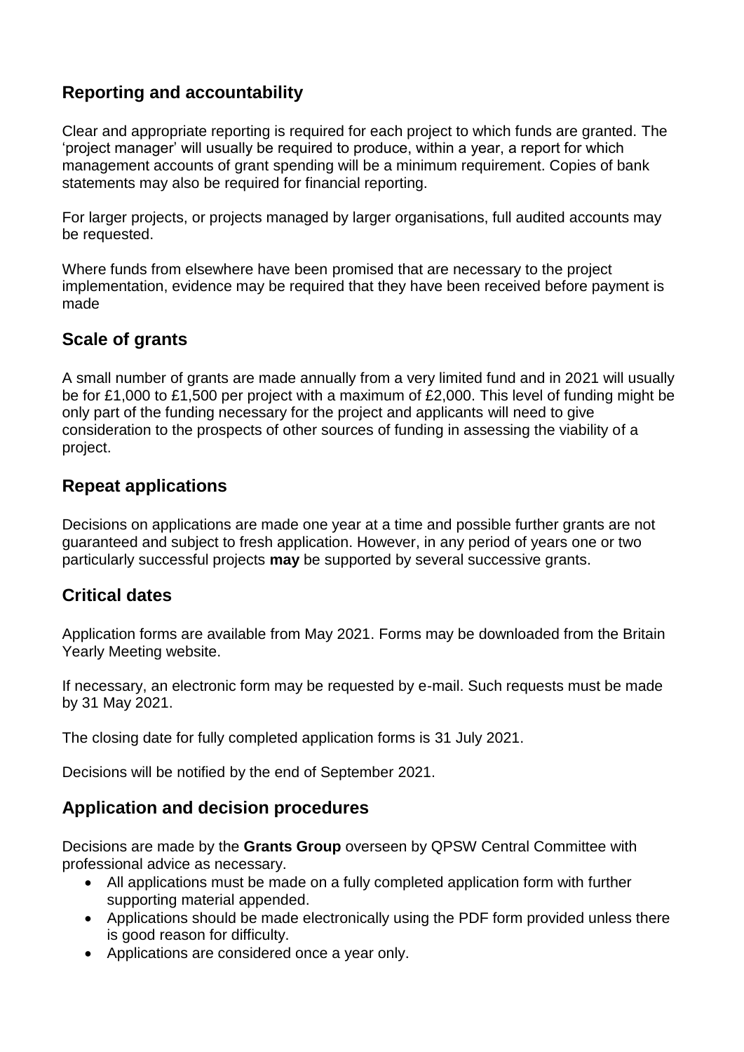## Reporting and accountability

Clear and appropriate reporting is required for each project to which funds are granted. The 'project manager' will usually be required to produce, within a year, a report for which management accounts of grant spending will be a minimum requirement. Copies of bank statements may also be required for financial reporting.

For larger projects, or projects managed by larger organisations, full audited accounts may be requested.

Where funds from elsewhere have been promised that are necessary to the project implementation, evidence may be required that they have been received before payment is made

## Scale of grants

A small number of grants are made annually from a very limited fund and in 2021 will usually be for £1,000 to £1,500 per project with a maximum of £2,000. This level of funding might be only part of the funding necessary for the project and applicants will need to give consideration to the prospects of other sources of funding in assessing the viability of a project.

## Repeat applications

Decisions on applications are made one year at a time and possible further grants are not guaranteed and subject to fresh application. However, in any period of years one or two particularly successful projects **may** be supported by several successive grants.

## Critical dates

Application forms are available from May 2021. Forms may be downloaded from the Britain Yearly Meeting website.

If necessary, an electronic form may be requested by e-mail. Such requests must be made by 31 May 2021.

The closing date for fully completed application forms is 31 July 2021.

Decisions will be notified by the end of September 2021.

## Application and decision procedures

Decisions are made by the **Grants Group** overseen by QPSW Central Committee with professional advice as necessary.

- All applications must be made on a fully completed application form with further supporting material appended.
- Applications should be made electronically using the PDF form provided unless there is good reason for difficulty.
- Applications are considered once a year only.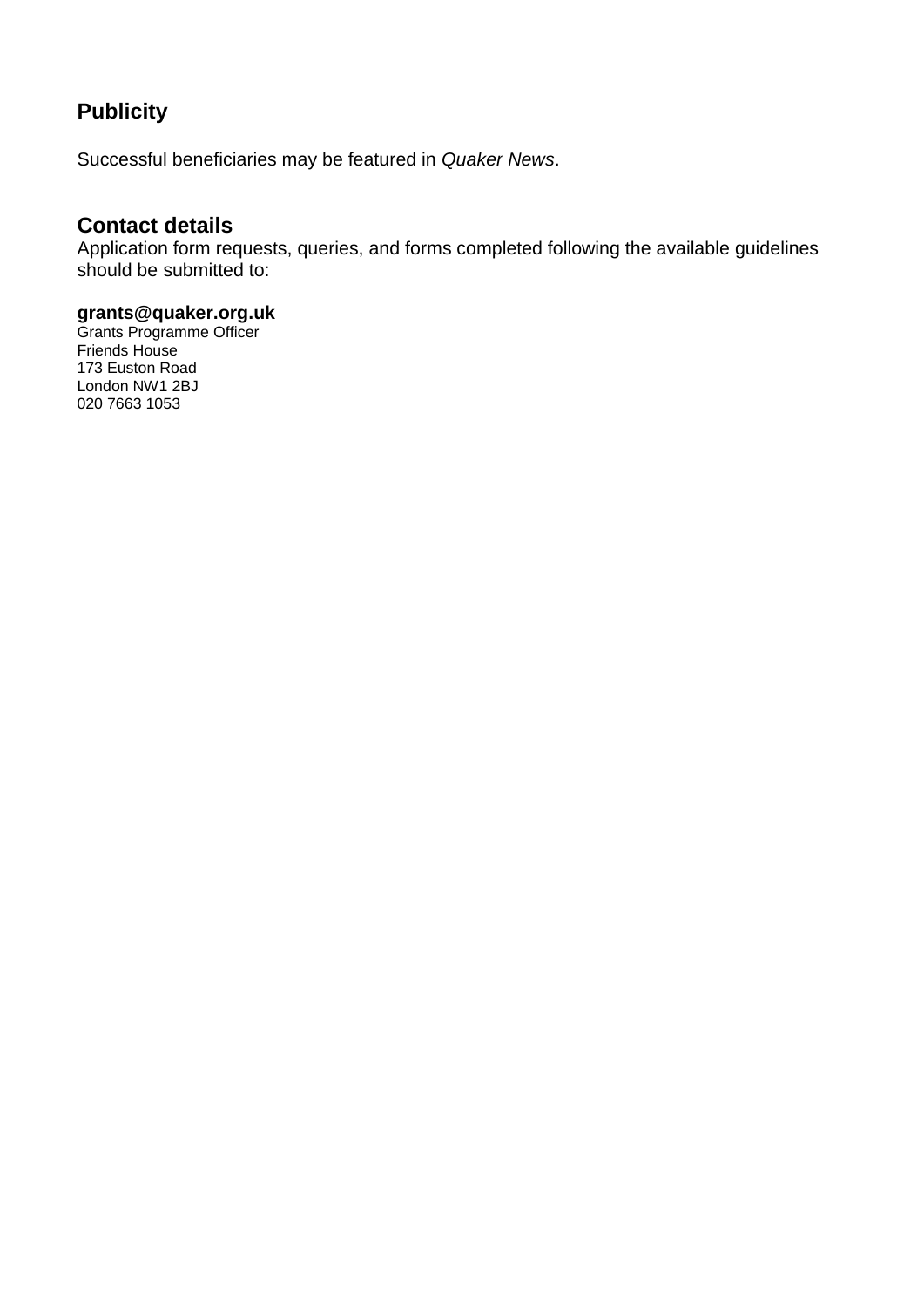## Publicity

Successful beneficiaries may be featured in *Quaker News*.

## Contact details

Application form requests, queries, and forms completed following the available guidelines should be submitted to:

**grants@quaker.org.uk**
Grants Programme Officer
Friends House
173 Euston Road
London NW1 2BJ
020 7663 1053